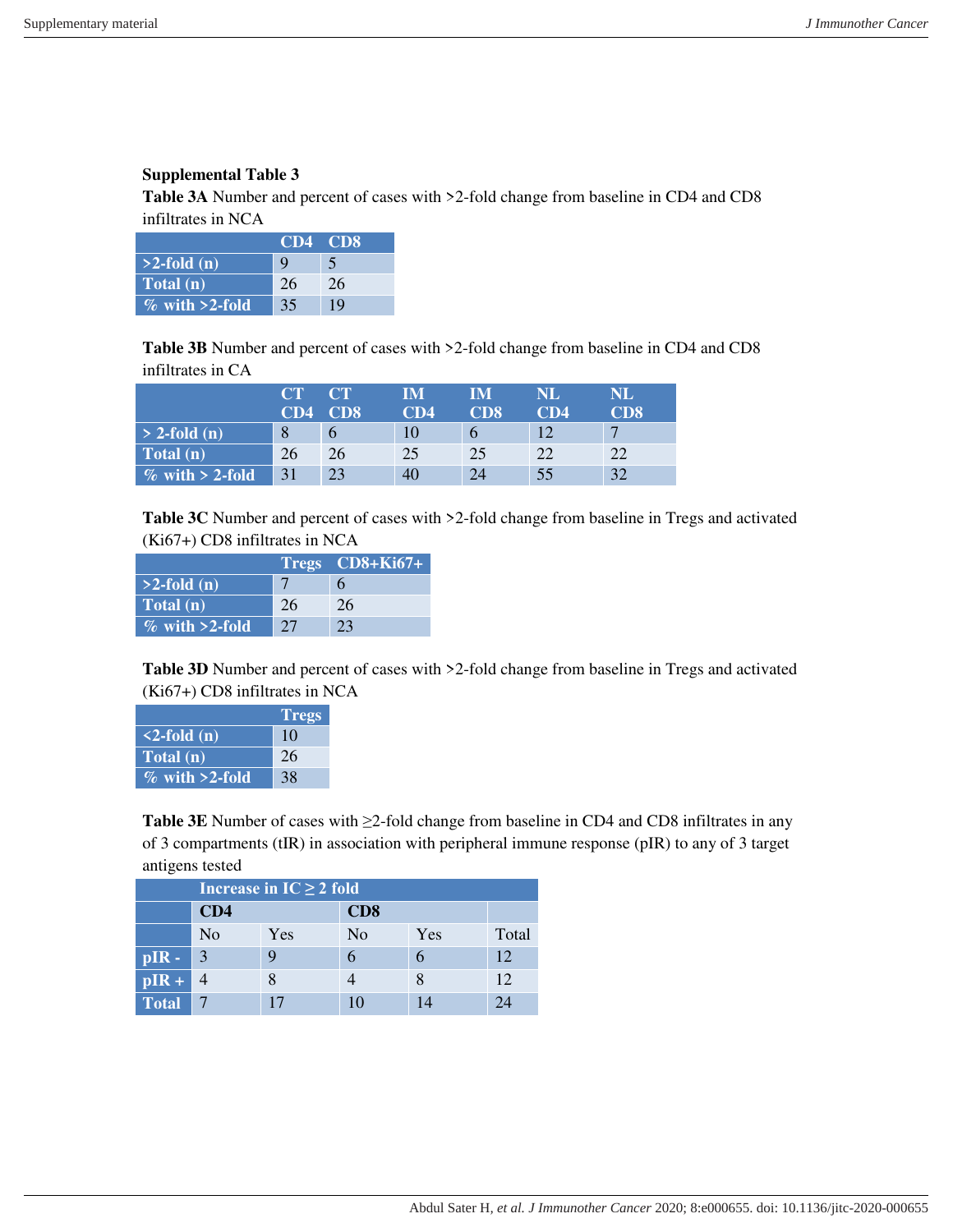**Supplemental Table 3**

**Table 3A** Number and percent of cases with >2-fold change from baseline in CD4 and CD8 infiltrates in NCA

| | CD4 | CD8 |
|---|---|---|
| >2-fold (n) | 9 | 5 |
| Total (n) | 26 | 26 |
| % with >2-fold | 35 | 19 |

**Table 3B** Number and percent of cases with >2-fold change from baseline in CD4 and CD8 infiltrates in CA

| | CT CD4 | CT CD8 | IM CD4 | IM CD8 | NL CD4 | NL CD8 |
|---|---|---|---|---|---|---|
| > 2-fold (n) | 8 | 6 | 10 | 6 | 12 | 7 |
| Total (n) | 26 | 26 | 25 | 25 | 22 | 22 |
| % with > 2-fold | 31 | 23 | 40 | 24 | 55 | 32 |

**Table 3C** Number and percent of cases with >2-fold change from baseline in Tregs and activated (Ki67+) CD8 infiltrates in NCA

| | Tregs | CD8+Ki67+ |
|---|---|---|
| >2-fold (n) | 7 | 6 |
| Total (n) | 26 | 26 |
| % with >2-fold | 27 | 23 |

**Table 3D** Number and percent of cases with >2-fold change from baseline in Tregs and activated (Ki67+) CD8 infiltrates in NCA

| | Tregs |
|---|---|
| <2-fold (n) | 10 |
| Total (n) | 26 |
| % with >2-fold | 38 |

**Table 3E** Number of cases with ≥2-fold change from baseline in CD4 and CD8 infiltrates in any of 3 compartments (tIR) in association with peripheral immune response (pIR) to any of 3 target antigens tested

| | Increase in IC ≥ 2 fold | | | | |
|---|---|---|---|---|---|
| | CD4 | | CD8 | | |
| | No | Yes | No | Yes | Total |
| pIR - | 3 | 9 | 6 | 6 | 12 |
| pIR + | 4 | 8 | 4 | 8 | 12 |
| Total | 7 | 17 | 10 | 14 | 24 |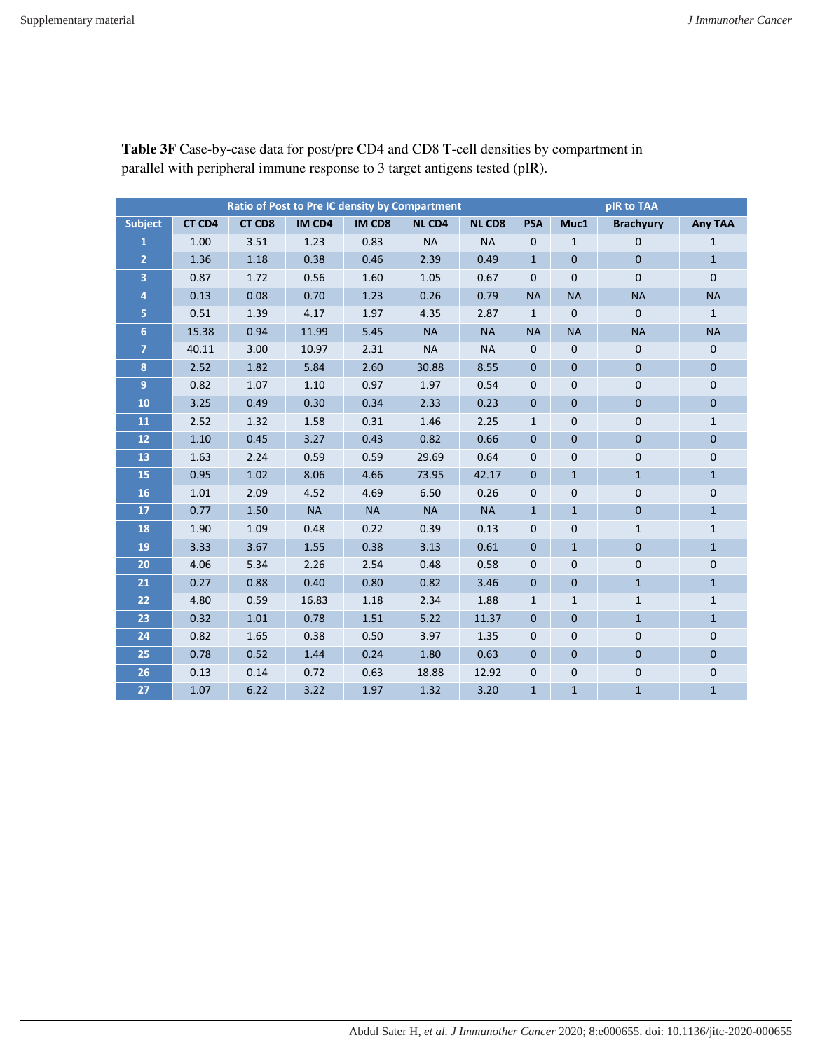**Table 3F** Case-by-case data for post/pre CD4 and CD8 T-cell densities by compartment in parallel with peripheral immune response to 3 target antigens tested (pIR).

| Ratio of Post to Pre IC density by Compartment | | | | | | | pIR to TAA | | | |
|---|---|---|---|---|---|---|---|---|---|---|
| **Subject** | **CT CD4** | **CT CD8** | **IM CD4** | **IM CD8** | **NL CD4** | **NL CD8** | **PSA** | **Muc1** | **Brachyury** | **Any TAA** |
| 1 | 1.00 | 3.51 | 1.23 | 0.83 | NA | NA | 0 | 1 | 0 | 1 |
| 2 | 1.36 | 1.18 | 0.38 | 0.46 | 2.39 | 0.49 | 1 | 0 | 0 | 1 |
| 3 | 0.87 | 1.72 | 0.56 | 1.60 | 1.05 | 0.67 | 0 | 0 | 0 | 0 |
| 4 | 0.13 | 0.08 | 0.70 | 1.23 | 0.26 | 0.79 | NA | NA | NA | NA |
| 5 | 0.51 | 1.39 | 4.17 | 1.97 | 4.35 | 2.87 | 1 | 0 | 0 | 1 |
| 6 | 15.38 | 0.94 | 11.99 | 5.45 | NA | NA | NA | NA | NA | NA |
| 7 | 40.11 | 3.00 | 10.97 | 2.31 | NA | NA | 0 | 0 | 0 | 0 |
| 8 | 2.52 | 1.82 | 5.84 | 2.60 | 30.88 | 8.55 | 0 | 0 | 0 | 0 |
| 9 | 0.82 | 1.07 | 1.10 | 0.97 | 1.97 | 0.54 | 0 | 0 | 0 | 0 |
| 10 | 3.25 | 0.49 | 0.30 | 0.34 | 2.33 | 0.23 | 0 | 0 | 0 | 0 |
| 11 | 2.52 | 1.32 | 1.58 | 0.31 | 1.46 | 2.25 | 1 | 0 | 0 | 1 |
| 12 | 1.10 | 0.45 | 3.27 | 0.43 | 0.82 | 0.66 | 0 | 0 | 0 | 0 |
| 13 | 1.63 | 2.24 | 0.59 | 0.59 | 29.69 | 0.64 | 0 | 0 | 0 | 0 |
| 15 | 0.95 | 1.02 | 8.06 | 4.66 | 73.95 | 42.17 | 0 | 1 | 1 | 1 |
| 16 | 1.01 | 2.09 | 4.52 | 4.69 | 6.50 | 0.26 | 0 | 0 | 0 | 0 |
| 17 | 0.77 | 1.50 | NA | NA | NA | NA | 1 | 1 | 0 | 1 |
| 18 | 1.90 | 1.09 | 0.48 | 0.22 | 0.39 | 0.13 | 0 | 0 | 1 | 1 |
| 19 | 3.33 | 3.67 | 1.55 | 0.38 | 3.13 | 0.61 | 0 | 1 | 0 | 1 |
| 20 | 4.06 | 5.34 | 2.26 | 2.54 | 0.48 | 0.58 | 0 | 0 | 0 | 0 |
| 21 | 0.27 | 0.88 | 0.40 | 0.80 | 0.82 | 3.46 | 0 | 0 | 1 | 1 |
| 22 | 4.80 | 0.59 | 16.83 | 1.18 | 2.34 | 1.88 | 1 | 1 | 1 | 1 |
| 23 | 0.32 | 1.01 | 0.78 | 1.51 | 5.22 | 11.37 | 0 | 0 | 1 | 1 |
| 24 | 0.82 | 1.65 | 0.38 | 0.50 | 3.97 | 1.35 | 0 | 0 | 0 | 0 |
| 25 | 0.78 | 0.52 | 1.44 | 0.24 | 1.80 | 0.63 | 0 | 0 | 0 | 0 |
| 26 | 0.13 | 0.14 | 0.72 | 0.63 | 18.88 | 12.92 | 0 | 0 | 0 | 0 |
| 27 | 1.07 | 6.22 | 3.22 | 1.97 | 1.32 | 3.20 | 1 | 1 | 1 | 1 |